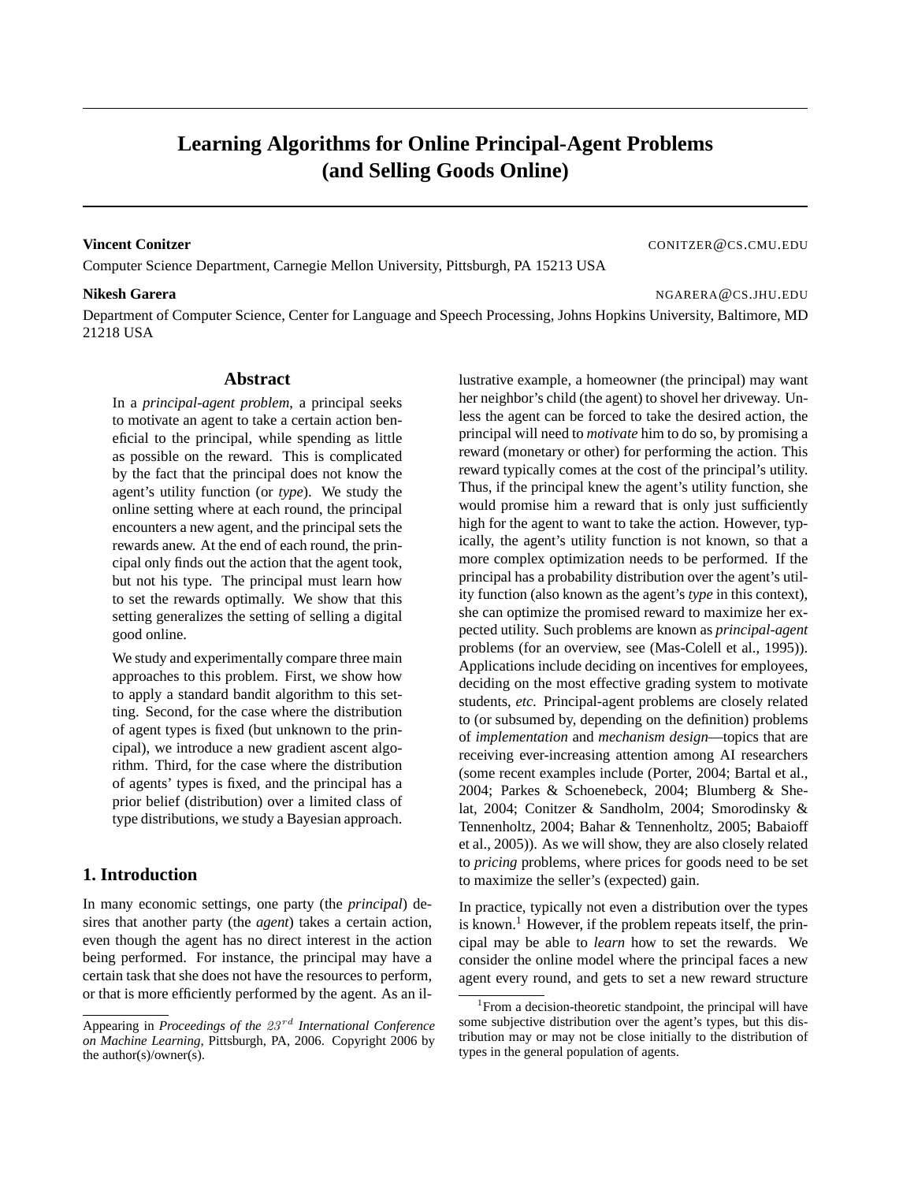# Learning Algorithms for Online Principal-Agent Problems (and Selling Goods Online)

**Vincent Conitzer** CONITZER@CS.CMU.EDU

Computer Science Department, Carnegie Mellon University, Pittsburgh, PA 15213 USA

**Nikesh Garera** NGARERA@CS.JHU.EDU

Department of Computer Science, Center for Language and Speech Processing, Johns Hopkins University, Baltimore, MD 21218 USA

## Abstract

In a *principal-agent problem*, a principal seeks to motivate an agent to take a certain action beneficial to the principal, while spending as little as possible on the reward. This is complicated by the fact that the principal does not know the agent's utility function (or *type*). We study the online setting where at each round, the principal encounters a new agent, and the principal sets the rewards anew. At the end of each round, the principal only finds out the action that the agent took, but not his type. The principal must learn how to set the rewards optimally. We show that this setting generalizes the setting of selling a digital good online.

We study and experimentally compare three main approaches to this problem. First, we show how to apply a standard bandit algorithm to this setting. Second, for the case where the distribution of agent types is fixed (but unknown to the principal), we introduce a new gradient ascent algorithm. Third, for the case where the distribution of agents' types is fixed, and the principal has a prior belief (distribution) over a limited class of type distributions, we study a Bayesian approach.

## 1. Introduction

In many economic settings, one party (the *principal*) desires that another party (the *agent*) takes a certain action, even though the agent has no direct interest in the action being performed. For instance, the principal may have a certain task that she does not have the resources to perform, or that is more efficiently performed by the agent. As an illustrative example, a homeowner (the principal) may want her neighbor's child (the agent) to shovel her driveway. Unless the agent can be forced to take the desired action, the principal will need to *motivate* him to do so, by promising a reward (monetary or other) for performing the action. This reward typically comes at the cost of the principal's utility. Thus, if the principal knew the agent's utility function, she would promise him a reward that is only just sufficiently high for the agent to want to take the action. However, typically, the agent's utility function is not known, so that a more complex optimization needs to be performed. If the principal has a probability distribution over the agent's utility function (also known as the agent's *type* in this context), she can optimize the promised reward to maximize her expected utility. Such problems are known as *principal-agent* problems (for an overview, see (Mas-Colell et al., 1995)). Applications include deciding on incentives for employees, deciding on the most effective grading system to motivate students, *etc.* Principal-agent problems are closely related to (or subsumed by, depending on the definition) problems of *implementation* and *mechanism design*—topics that are receiving ever-increasing attention among AI researchers (some recent examples include (Porter, 2004; Bartal et al., 2004; Parkes & Schoenebeck, 2004; Blumberg & Shelat, 2004; Conitzer & Sandholm, 2004; Smorodinsky & Tennenholtz, 2004; Bahar & Tennenholtz, 2005; Babaioff et al., 2005)). As we will show, they are also closely related to *pricing* problems, where prices for goods need to be set to maximize the seller's (expected) gain.

In practice, typically not even a distribution over the types is known.[1] However, if the problem repeats itself, the principal may be able to *learn* how to set the rewards. We consider the online model where the principal faces a new agent every round, and gets to set a new reward structure

Appearing in *Proceedings of the $23^{rd}$ International Conference on Machine Learning*, Pittsburgh, PA, 2006. Copyright 2006 by the author(s)/owner(s).

[1] From a decision-theoretic standpoint, the principal will have some subjective distribution over the agent's types, but this distribution may or may not be close initially to the distribution of types in the general population of agents.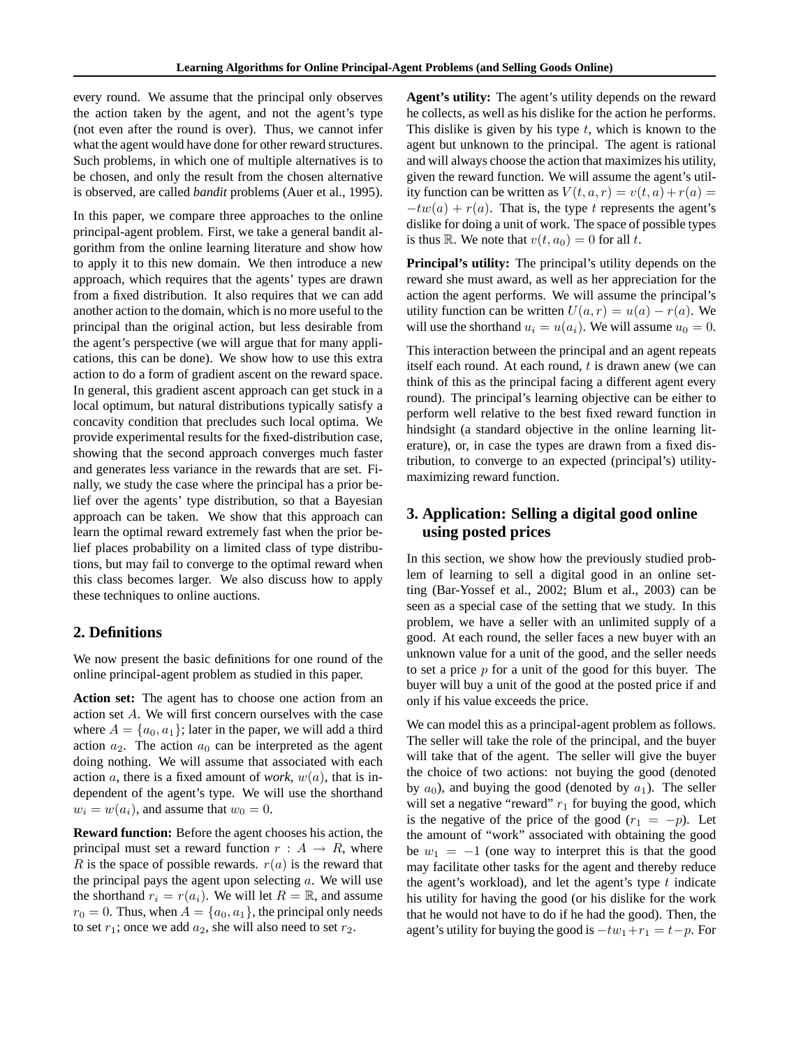every round. We assume that the principal only observes the action taken by the agent, and not the agent's type (not even after the round is over). Thus, we cannot infer what the agent would have done for other reward structures. Such problems, in which one of multiple alternatives is to be chosen, and only the result from the chosen alternative is observed, are called *bandit* problems (Auer et al., 1995).

In this paper, we compare three approaches to the online principal-agent problem. First, we take a general bandit algorithm from the online learning literature and show how to apply it to this new domain. We then introduce a new approach, which requires that the agents' types are drawn from a fixed distribution. It also requires that we can add another action to the domain, which is no more useful to the principal than the original action, but less desirable from the agent's perspective (we will argue that for many applications, this can be done). We show how to use this extra action to do a form of gradient ascent on the reward space. In general, this gradient ascent approach can get stuck in a local optimum, but natural distributions typically satisfy a concavity condition that precludes such local optima. We provide experimental results for the fixed-distribution case, showing that the second approach converges much faster and generates less variance in the rewards that are set. Finally, we study the case where the principal has a prior belief over the agents' type distribution, so that a Bayesian approach can be taken. We show that this approach can learn the optimal reward extremely fast when the prior belief places probability on a limited class of type distributions, but may fail to converge to the optimal reward when this class becomes larger. We also discuss how to apply these techniques to online auctions.

## 2. Definitions

We now present the basic definitions for one round of the online principal-agent problem as studied in this paper.

**Action set:** The agent has to choose one action from an action set $A$. We will first concern ourselves with the case where $A = \{a_0, a_1\}$; later in the paper, we will add a third action $a_2$. The action $a_0$ can be interpreted as the agent doing nothing. We will assume that associated with each action $a$, there is a fixed amount of *work*, $w(a)$, that is independent of the agent's type. We will use the shorthand $w_i = w(a_i)$, and assume that $w_0 = 0$.

**Reward function:** Before the agent chooses his action, the principal must set a reward function $r : A \to R$, where $R$ is the space of possible rewards. $r(a)$ is the reward that the principal pays the agent upon selecting $a$. We will use the shorthand $r_i = r(a_i)$. We will let $R = \mathbb{R}$, and assume $r_0 = 0$. Thus, when $A = \{a_0, a_1\}$, the principal only needs to set $r_1$; once we add $a_2$, she will also need to set $r_2$.

**Agent's utility:** The agent's utility depends on the reward he collects, as well as his dislike for the action he performs. This dislike is given by his type $t$, which is known to the agent but unknown to the principal. The agent is rational and will always choose the action that maximizes his utility, given the reward function. We will assume the agent's utility function can be written as $V(t, a, r) = v(t, a) + r(a) = -tw(a) + r(a)$. That is, the type $t$ represents the agent's dislike for doing a unit of work. The space of possible types is thus $\mathbb{R}$. We note that $v(t, a_0) = 0$ for all $t$.

**Principal's utility:** The principal's utility depends on the reward she must award, as well as her appreciation for the action the agent performs. We will assume the principal's utility function can be written $U(a, r) = u(a) - r(a)$. We will use the shorthand $u_i = u(a_i)$. We will assume $u_0 = 0$.

This interaction between the principal and an agent repeats itself each round. At each round, $t$ is drawn anew (we can think of this as the principal facing a different agent every round). The principal's learning objective can be either to perform well relative to the best fixed reward function in hindsight (a standard objective in the online learning literature), or, in case the types are drawn from a fixed distribution, to converge to an expected (principal's) utility-maximizing reward function.

## 3. Application: Selling a digital good online using posted prices

In this section, we show how the previously studied problem of learning to sell a digital good in an online setting (Bar-Yossef et al., 2002; Blum et al., 2003) can be seen as a special case of the setting that we study. In this problem, we have a seller with an unlimited supply of a good. At each round, the seller faces a new buyer with an unknown value for a unit of the good, and the seller needs to set a price $p$ for a unit of the good for this buyer. The buyer will buy a unit of the good at the posted price if and only if his value exceeds the price.

We can model this as a principal-agent problem as follows. The seller will take the role of the principal, and the buyer will take that of the agent. The seller will give the buyer the choice of two actions: not buying the good (denoted by $a_0$), and buying the good (denoted by $a_1$). The seller will set a negative "reward" $r_1$ for buying the good, which is the negative of the price of the good ($r_1 = -p$). Let the amount of "work" associated with obtaining the good be $w_1 = -1$ (one way to interpret this is that the good may facilitate other tasks for the agent and thereby reduce the agent's workload), and let the agent's type $t$ indicate his utility for having the good (or his dislike for the work that he would not have to do if he had the good). Then, the agent's utility for buying the good is $-tw_1 + r_1 = t - p$. For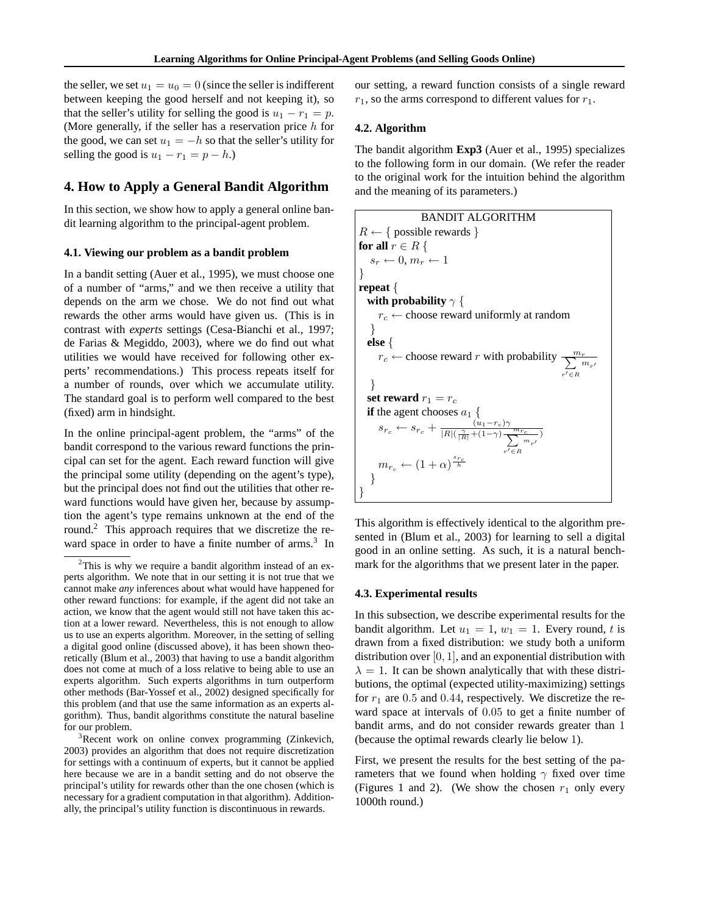the seller, we set $u_1 = u_0 = 0$ (since the seller is indifferent between keeping the good herself and not keeping it), so that the seller's utility for selling the good is $u_1 - r_1 = p$. (More generally, if the seller has a reservation price $h$ for the good, we can set $u_1 = -h$ so that the seller's utility for selling the good is $u_1 - r_1 = p - h$.)

## 4. How to Apply a General Bandit Algorithm

In this section, we show how to apply a general online bandit learning algorithm to the principal-agent problem.

### 4.1. Viewing our problem as a bandit problem

In a bandit setting (Auer et al., 1995), we must choose one of a number of "arms," and we then receive a utility that depends on the arm we chose. We do not find out what rewards the other arms would have given us. (This is in contrast with *experts* settings (Cesa-Bianchi et al., 1997; de Farias & Megiddo, 2003), where we do find out what utilities we would have received for following other experts' recommendations.) This process repeats itself for a number of rounds, over which we accumulate utility. The standard goal is to perform well compared to the best (fixed) arm in hindsight.

In the online principal-agent problem, the "arms" of the bandit correspond to the various reward functions the principal can set for the agent. Each reward function will give the principal some utility (depending on the agent's type), but the principal does not find out the utilities that other reward functions would have given her, because by assumption the agent's type remains unknown at the end of the round.[2] This approach requires that we discretize the reward space in order to have a finite number of arms.[3] In our setting, a reward function consists of a single reward $r_1$, so the arms correspond to different values for $r_1$.

[2] This is why we require a bandit algorithm instead of an experts algorithm. We note that in our setting it is not true that we cannot make *any* inferences about what would have happened for other reward functions: for example, if the agent did not take an action, we know that the agent would still not have taken this action at a lower reward. Nevertheless, this is not enough to allow us to use an experts algorithm. Moreover, in the setting of selling a digital good online (discussed above), it has been shown theoretically (Blum et al., 2003) that having to use a bandit algorithm does not come at much of a loss relative to being able to use an experts algorithm. Such experts algorithms in turn outperform other methods (Bar-Yossef et al., 2002) designed specifically for this problem (and that use the same information as an experts algorithm). Thus, bandit algorithms constitute the natural baseline for our problem.

[3] Recent work on online convex programming (Zinkevich, 2003) provides an algorithm that does not require discretization for settings with a continuum of experts, but it cannot be applied here because we are in a bandit setting and do not observe the principal's utility for rewards other than the one chosen (which is necessary for a gradient computation in that algorithm). Additionally, the principal's utility function is discontinuous in rewards.

### 4.2. Algorithm

The bandit algorithm **Exp3** (Auer et al., 1995) specializes to the following form in our domain. (We refer the reader to the original work for the intuition behind the algorithm and the meaning of its parameters.)

BANDIT ALGORITHM

$R \leftarrow \{$ possible rewards $\}$
**for all** $r \in R$ $\{$
  $s_r \leftarrow 0, m_r \leftarrow 1$
$\}$
**repeat** $\{$
  **with probability** $\gamma$ $\{$
    $r_c \leftarrow$ choose reward uniformly at random
  $\}$
  **else** $\{$
    $r_c \leftarrow$ choose reward $r$ with probability $\frac{m_r}{\sum_{r' \in R} m_{r'}}$
  $\}$
  **set reward** $r_1 = r_c$
  **if** the agent chooses $a_1$ $\{$
    $s_{r_c} \leftarrow s_{r_c} + \frac{(u_1 - r_c)\gamma}{|R|(\frac{\gamma}{|R|} + (1-\gamma)\frac{m_{r_c}}{\sum_{r' \in R} m_{r'}})}$
    $m_{r_c} \leftarrow (1+\alpha)^{\frac{s_{r_c}}{h}}$
  $\}$
$\}$

This algorithm is effectively identical to the algorithm presented in (Blum et al., 2003) for learning to sell a digital good in an online setting. As such, it is a natural benchmark for the algorithms that we present later in the paper.

### 4.3. Experimental results

In this subsection, we describe experimental results for the bandit algorithm. Let $u_1 = 1$, $w_1 = 1$. Every round, $t$ is drawn from a fixed distribution: we study both a uniform distribution over $[0, 1]$, and an exponential distribution with $\lambda = 1$. It can be shown analytically that with these distributions, the optimal (expected utility-maximizing) settings for $r_1$ are $0.5$ and $0.44$, respectively. We discretize the reward space at intervals of $0.05$ to get a finite number of bandit arms, and do not consider rewards greater than $1$ (because the optimal rewards clearly lie below $1$).

First, we present the results for the best setting of the parameters that we found when holding $\gamma$ fixed over time (Figures 1 and 2). (We show the chosen $r_1$ only every 1000th round.)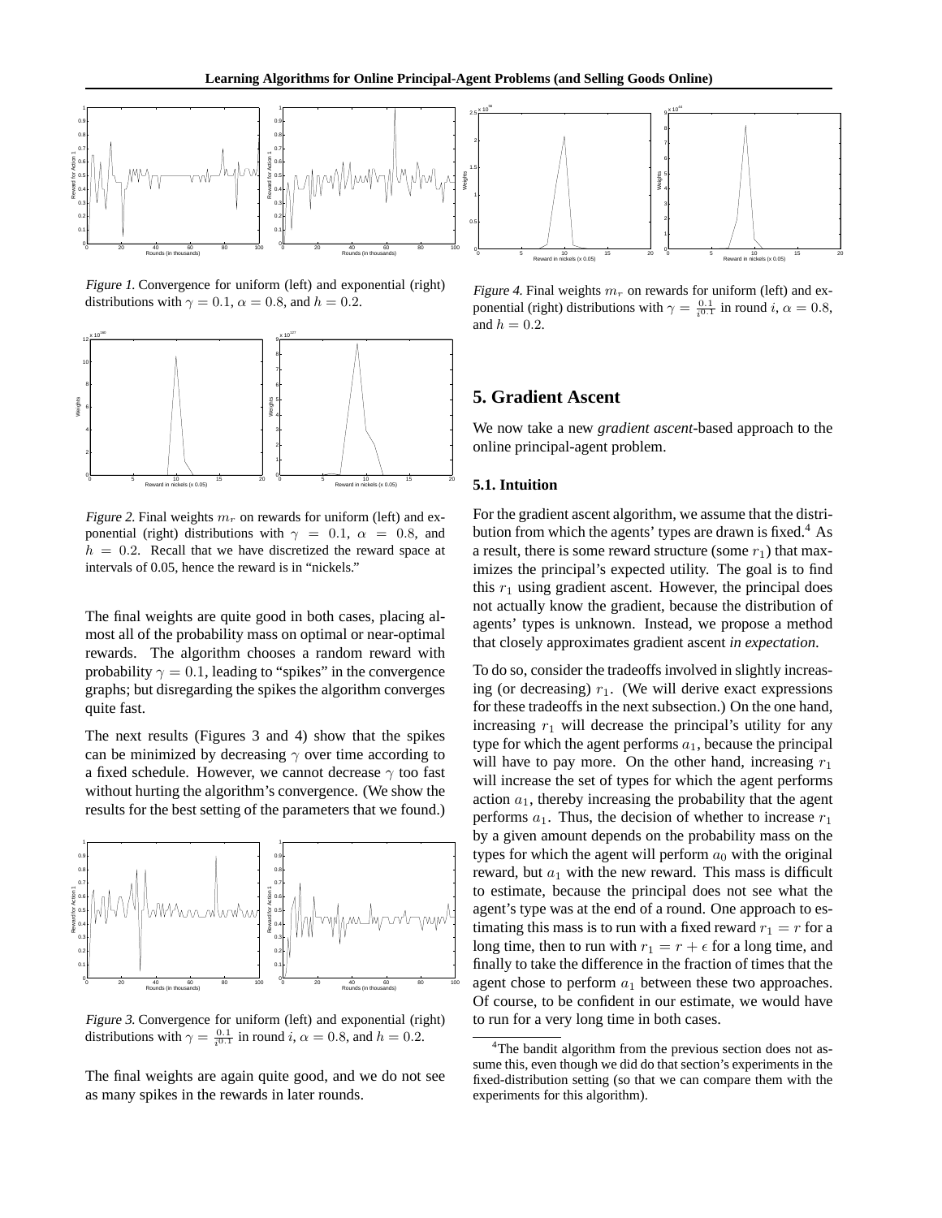Figure 1. Convergence for uniform (left) and exponential (right) distributions with $\gamma = 0.1$, $\alpha = 0.8$, and $h = 0.2$.

Figure 2. Final weights $m_r$ on rewards for uniform (left) and exponential (right) distributions with $\gamma = 0.1$, $\alpha = 0.8$, and $h = 0.2$. Recall that we have discretized the reward space at intervals of 0.05, hence the reward is in "nickels."

The final weights are quite good in both cases, placing almost all of the probability mass on optimal or near-optimal rewards. The algorithm chooses a random reward with probability $\gamma = 0.1$, leading to "spikes" in the convergence graphs; but disregarding the spikes the algorithm converges quite fast.

The next results (Figures 3 and 4) show that the spikes can be minimized by decreasing $\gamma$ over time according to a fixed schedule. However, we cannot decrease $\gamma$ too fast without hurting the algorithm's convergence. (We show the results for the best setting of the parameters that we found.)

Figure 3. Convergence for uniform (left) and exponential (right) distributions with $\gamma = \frac{0.1}{i^{0.1}}$ in round $i$, $\alpha = 0.8$, and $h = 0.2$.

The final weights are again quite good, and we do not see as many spikes in the rewards in later rounds.

Figure 4. Final weights $m_r$ on rewards for uniform (left) and exponential (right) distributions with $\gamma = \frac{0.1}{i^{0.1}}$ in round $i$, $\alpha = 0.8$, and $h = 0.2$.

## 5. Gradient Ascent

We now take a new *gradient ascent*-based approach to the online principal-agent problem.

### 5.1. Intuition

For the gradient ascent algorithm, we assume that the distribution from which the agents' types are drawn is fixed.[4] As a result, there is some reward structure (some $r_1$) that maximizes the principal's expected utility. The goal is to find this $r_1$ using gradient ascent. However, the principal does not actually know the gradient, because the distribution of agents' types is unknown. Instead, we propose a method that closely approximates gradient ascent *in expectation*.

To do so, consider the tradeoffs involved in slightly increasing (or decreasing) $r_1$. (We will derive exact expressions for these tradeoffs in the next subsection.) On the one hand, increasing $r_1$ will decrease the principal's utility for any type for which the agent performs $a_1$, because the principal will have to pay more. On the other hand, increasing $r_1$ will increase the set of types for which the agent performs action $a_1$, thereby increasing the probability that the agent performs $a_1$. Thus, the decision of whether to increase $r_1$ by a given amount depends on the probability mass on the types for which the agent will perform $a_0$ with the original reward, but $a_1$ with the new reward. This mass is difficult to estimate, because the principal does not see what the agent's type was at the end of a round. One approach to estimating this mass is to run with a fixed reward $r_1 = r$ for a long time, then to run with $r_1 = r + \epsilon$ for a long time, and finally to take the difference in the fraction of times that the agent chose to perform $a_1$ between these two approaches. Of course, to be confident in our estimate, we would have to run for a very long time in both cases.

[4]The bandit algorithm from the previous section does not assume this, even though we did do that section's experiments in the fixed-distribution setting (so that we can compare them with the experiments for this algorithm).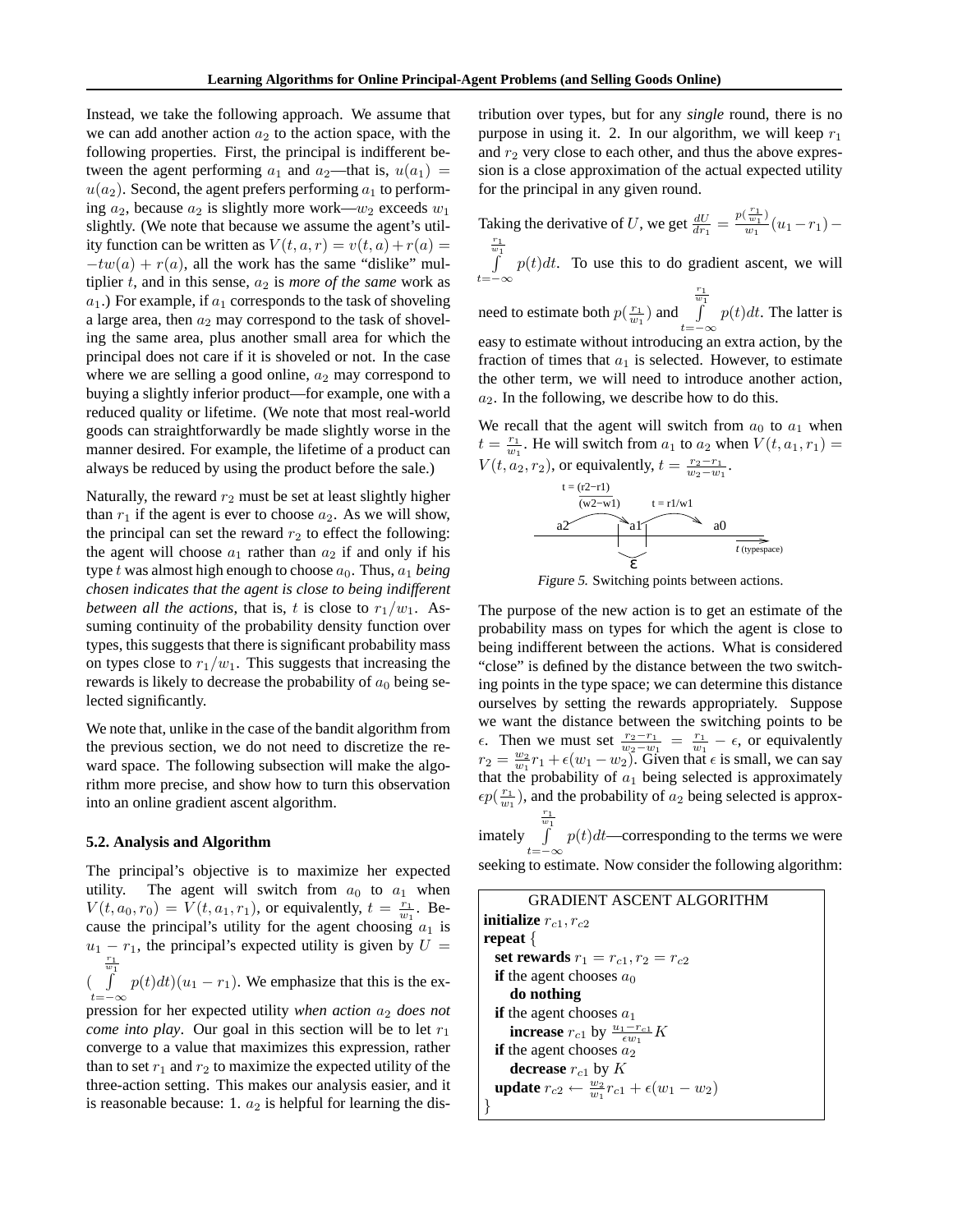Instead, we take the following approach. We assume that we can add another action $a_2$ to the action space, with the following properties. First, the principal is indifferent between the agent performing $a_1$ and $a_2$—that is, $u(a_1) = u(a_2)$. Second, the agent prefers performing $a_1$ to performing $a_2$, because $a_2$ is slightly more work—$w_2$ exceeds $w_1$ slightly. (We note that because we assume the agent's utility function can be written as $V(t, a, r) = v(t, a) + r(a) = -tw(a) + r(a)$, all the work has the same "dislike" multiplier $t$, and in this sense, $a_2$ is *more of the same* work as $a_1$.) For example, if $a_1$ corresponds to the task of shoveling a large area, then $a_2$ may correspond to the task of shoveling the same area, plus another small area for which the principal does not care if it is shoveled or not. In the case where we are selling a good online, $a_2$ may correspond to buying a slightly inferior product—for example, one with a reduced quality or lifetime. (We note that most real-world goods can straightforwardly be made slightly worse in the manner desired. For example, the lifetime of a product can always be reduced by using the product before the sale.)

Naturally, the reward $r_2$ must be set at least slightly higher than $r_1$ if the agent is ever to choose $a_2$. As we will show, the principal can set the reward $r_2$ to effect the following: the agent will choose $a_1$ rather than $a_2$ if and only if his type $t$ was almost high enough to choose $a_0$. Thus, *$a_1$ being chosen indicates that the agent is close to being indifferent between all the actions*, that is, $t$ is close to $r_1/w_1$. Assuming continuity of the probability density function over types, this suggests that there is significant probability mass on types close to $r_1/w_1$. This suggests that increasing the rewards is likely to decrease the probability of $a_0$ being selected significantly.

We note that, unlike in the case of the bandit algorithm from the previous section, we do not need to discretize the reward space. The following subsection will make the algorithm more precise, and show how to turn this observation into an online gradient ascent algorithm.

### 5.2. Analysis and Algorithm

The principal's objective is to maximize her expected utility. The agent will switch from $a_0$ to $a_1$ when $V(t, a_0, r_0) = V(t, a_1, r_1)$, or equivalently, $t = \frac{r_1}{w_1}$. Because the principal's utility for the agent choosing $a_1$ is $u_1 - r_1$, the principal's expected utility is given by $U = (\int_{t=-\infty}^{\frac{r_1}{w_1}} p(t)dt)(u_1 - r_1)$. We emphasize that this is the expression for her expected utility *when action $a_2$ does not come into play*. Our goal in this section will be to let $r_1$ converge to a value that maximizes this expression, rather than to set $r_1$ and $r_2$ to maximize the expected utility of the three-action setting. This makes our analysis easier, and it is reasonable because: 1. $a_2$ is helpful for learning the distribution over types, but for any *single* round, there is no purpose in using it. 2. In our algorithm, we will keep $r_1$ and $r_2$ very close to each other, and thus the above expression is a close approximation of the actual expected utility for the principal in any given round.

Taking the derivative of $U$, we get $\frac{dU}{dr_1} = \frac{p(\frac{r_1}{w_1})}{w_1}(u_1 - r_1) - \int_{t=-\infty}^{\frac{r_1}{w_1}} p(t)dt$. To use this to do gradient ascent, we will need to estimate both $p(\frac{r_1}{w_1})$ and $\int_{t=-\infty}^{\frac{r_1}{w_1}} p(t)dt$. The latter is easy to estimate without introducing an extra action, by the fraction of times that $a_1$ is selected. However, to estimate the other term, we will need to introduce another action, $a_2$. In the following, we describe how to do this.

We recall that the agent will switch from $a_0$ to $a_1$ when $t = \frac{r_1}{w_1}$. He will switch from $a_1$ to $a_2$ when $V(t, a_1, r_1) = V(t, a_2, r_2)$, or equivalently, $t = \frac{r_2 - r_1}{w_2 - w_1}$.

*Figure 5.* Switching points between actions.

The purpose of the new action is to get an estimate of the probability mass on types for which the agent is close to being indifferent between the actions. What is considered "close" is defined by the distance between the two switching points in the type space; we can determine this distance ourselves by setting the rewards appropriately. Suppose we want the distance between the switching points to be $\epsilon$. Then we must set $\frac{r_2 - r_1}{w_2 - w_1} = \frac{r_1}{w_1} - \epsilon$, or equivalently $r_2 = \frac{w_2}{w_1}r_1 + \epsilon(w_1 - w_2)$. Given that $\epsilon$ is small, we can say that the probability of $a_1$ being selected is approximately $\epsilon p(\frac{r_1}{w_1})$, and the probability of $a_2$ being selected is approximately $\int_{t=-\infty}^{\frac{r_1}{w_1}} p(t)dt$—corresponding to the terms we were seeking to estimate. Now consider the following algorithm:

```
GRADIENT ASCENT ALGORITHM
initialize r_c1, r_c2
repeat {
  set rewards r_1 = r_c1, r_2 = r_c2
  if the agent chooses a_0
    do nothing
  if the agent chooses a_1
    increase r_c1 by ((u_1 - r_c1) / (ε w_1)) K
  if the agent chooses a_2
    decrease r_c1 by K
  update r_c2 ← (w_2 / w_1) r_c1 + ε(w_1 - w_2)
}
```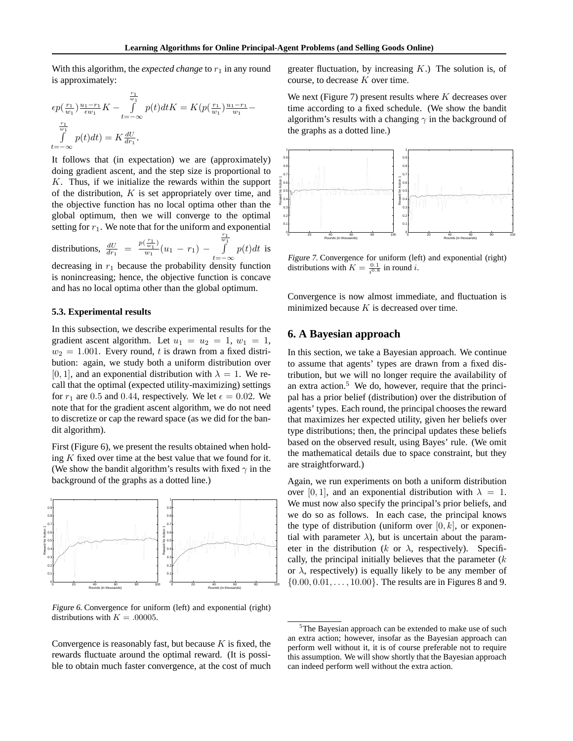With this algorithm, the *expected change* to $r_1$ in any round is approximately:

$$\epsilon p(\frac{r_1}{w_1})\frac{u_1-r_1}{\epsilon w_1}K - \int_{t=-\infty}^{\frac{r_1}{w_1}} p(t)dtK = K(p(\frac{r_1}{w_1})\frac{u_1-r_1}{w_1} - \int_{t=-\infty}^{\frac{r_1}{w_1}} p(t)dt) = K\frac{dU}{dr_1}.$$

It follows that (in expectation) we are (approximately) doing gradient ascent, and the step size is proportional to $K$. Thus, if we initialize the rewards within the support of the distribution, $K$ is set appropriately over time, and the objective function has no local optima other than the global optimum, then we will converge to the optimal setting for $r_1$. We note that for the uniform and exponential distributions, $\frac{dU}{dr_1} = \frac{p(\frac{r_1}{w_1})}{w_1}(u_1 - r_1) - \int_{t=-\infty}^{\frac{r_1}{w_1}} p(t)dt$ is decreasing in $r_1$ because the probability density function is nonincreasing; hence, the objective function is concave and has no local optima other than the global optimum.

### 5.3. Experimental results

In this subsection, we describe experimental results for the gradient ascent algorithm. Let $u_1 = u_2 = 1$, $w_1 = 1$, $w_2 = 1.001$. Every round, $t$ is drawn from a fixed distribution: again, we study both a uniform distribution over $[0, 1]$, and an exponential distribution with $\lambda = 1$. We recall that the optimal (expected utility-maximizing) settings for $r_1$ are $0.5$ and $0.44$, respectively. We let $\epsilon = 0.02$. We note that for the gradient ascent algorithm, we do not need to discretize or cap the reward space (as we did for the bandit algorithm).

First (Figure 6), we present the results obtained when holding $K$ fixed over time at the best value that we found for it. (We show the bandit algorithm's results with fixed $\gamma$ in the background of the graphs as a dotted line.)

*Figure 6.* Convergence for uniform (left) and exponential (right) distributions with $K = .00005$.

Convergence is reasonably fast, but because $K$ is fixed, the rewards fluctuate around the optimal reward. (It is possible to obtain much faster convergence, at the cost of much greater fluctuation, by increasing $K$.) The solution is, of course, to decrease $K$ over time.

We next (Figure 7) present results where $K$ decreases over time according to a fixed schedule. (We show the bandit algorithm's results with a changing $\gamma$ in the background of the graphs as a dotted line.)

*Figure 7.* Convergence for uniform (left) and exponential (right) distributions with $K = \frac{0.1}{i^{0.8}}$ in round $i$.

Convergence is now almost immediate, and fluctuation is minimized because $K$ is decreased over time.

## 6. A Bayesian approach

In this section, we take a Bayesian approach. We continue to assume that agents' types are drawn from a fixed distribution, but we will no longer require the availability of an extra action.[5] We do, however, require that the principal has a prior belief (distribution) over the distribution of agents' types. Each round, the principal chooses the reward that maximizes her expected utility, given her beliefs over type distributions; then, the principal updates these beliefs based on the observed result, using Bayes' rule. (We omit the mathematical details due to space constraint, but they are straightforward.)

Again, we run experiments on both a uniform distribution over $[0, 1]$, and an exponential distribution with $\lambda = 1$. We must now also specify the principal's prior beliefs, and we do so as follows. In each case, the principal knows the type of distribution (uniform over $[0, k]$, or exponential with parameter $\lambda$), but is uncertain about the parameter in the distribution ($k$ or $\lambda$, respectively). Specifically, the principal initially believes that the parameter ($k$ or $\lambda$, respectively) is equally likely to be any member of $\{0.00, 0.01, \ldots, 10.00\}$. The results are in Figures 8 and 9.

[5] The Bayesian approach can be extended to make use of such an extra action; however, insofar as the Bayesian approach can perform well without it, it is of course preferable not to require this assumption. We will show shortly that the Bayesian approach can indeed perform well without the extra action.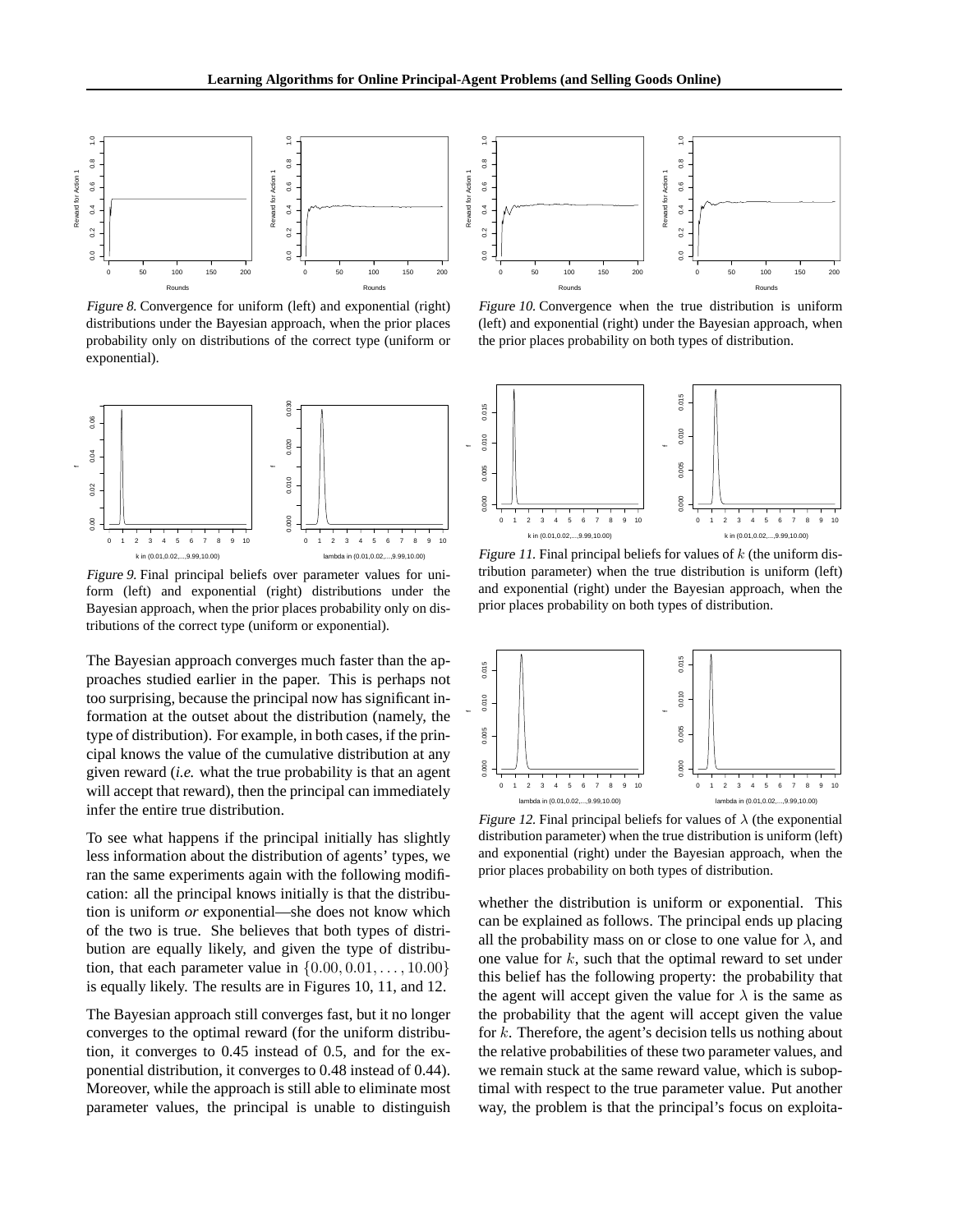Figure 8. Convergence for uniform (left) and exponential (right) distributions under the Bayesian approach, when the prior places probability only on distributions of the correct type (uniform or exponential).

Figure 9. Final principal beliefs over parameter values for uniform (left) and exponential (right) distributions under the Bayesian approach, when the prior places probability only on distributions of the correct type (uniform or exponential).

The Bayesian approach converges much faster than the approaches studied earlier in the paper. This is perhaps not too surprising, because the principal now has significant information at the outset about the distribution (namely, the type of distribution). For example, in both cases, if the principal knows the value of the cumulative distribution at any given reward (*i.e.* what the true probability is that an agent will accept that reward), then the principal can immediately infer the entire true distribution.

To see what happens if the principal initially has slightly less information about the distribution of agents' types, we ran the same experiments again with the following modification: all the principal knows initially is that the distribution is uniform *or* exponential—she does not know which of the two is true. She believes that both types of distribution are equally likely, and given the type of distribution, that each parameter value in $\{0.00, 0.01, \ldots, 10.00\}$ is equally likely. The results are in Figures 10, 11, and 12.

The Bayesian approach still converges fast, but it no longer converges to the optimal reward (for the uniform distribution, it converges to 0.45 instead of 0.5, and for the exponential distribution, it converges to 0.48 instead of 0.44). Moreover, while the approach is still able to eliminate most parameter values, the principal is unable to distinguish whether the distribution is uniform or exponential. This can be explained as follows. The principal ends up placing all the probability mass on or close to one value for $\lambda$, and one value for $k$, such that the optimal reward to set under this belief has the following property: the probability that the agent will accept given the value for $\lambda$ is the same as the probability that the agent will accept given the value for $k$. Therefore, the agent's decision tells us nothing about the relative probabilities of these two parameter values, and we remain stuck at the same reward value, which is suboptimal with respect to the true parameter value. Put another way, the problem is that the principal's focus on exploita-

Figure 10. Convergence when the true distribution is uniform (left) and exponential (right) under the Bayesian approach, when the prior places probability on both types of distribution.

Figure 11. Final principal beliefs for values of $k$ (the uniform distribution parameter) when the true distribution is uniform (left) and exponential (right) under the Bayesian approach, when the prior places probability on both types of distribution.

Figure 12. Final principal beliefs for values of $\lambda$ (the exponential distribution parameter) when the true distribution is uniform (left) and exponential (right) under the Bayesian approach, when the prior places probability on both types of distribution.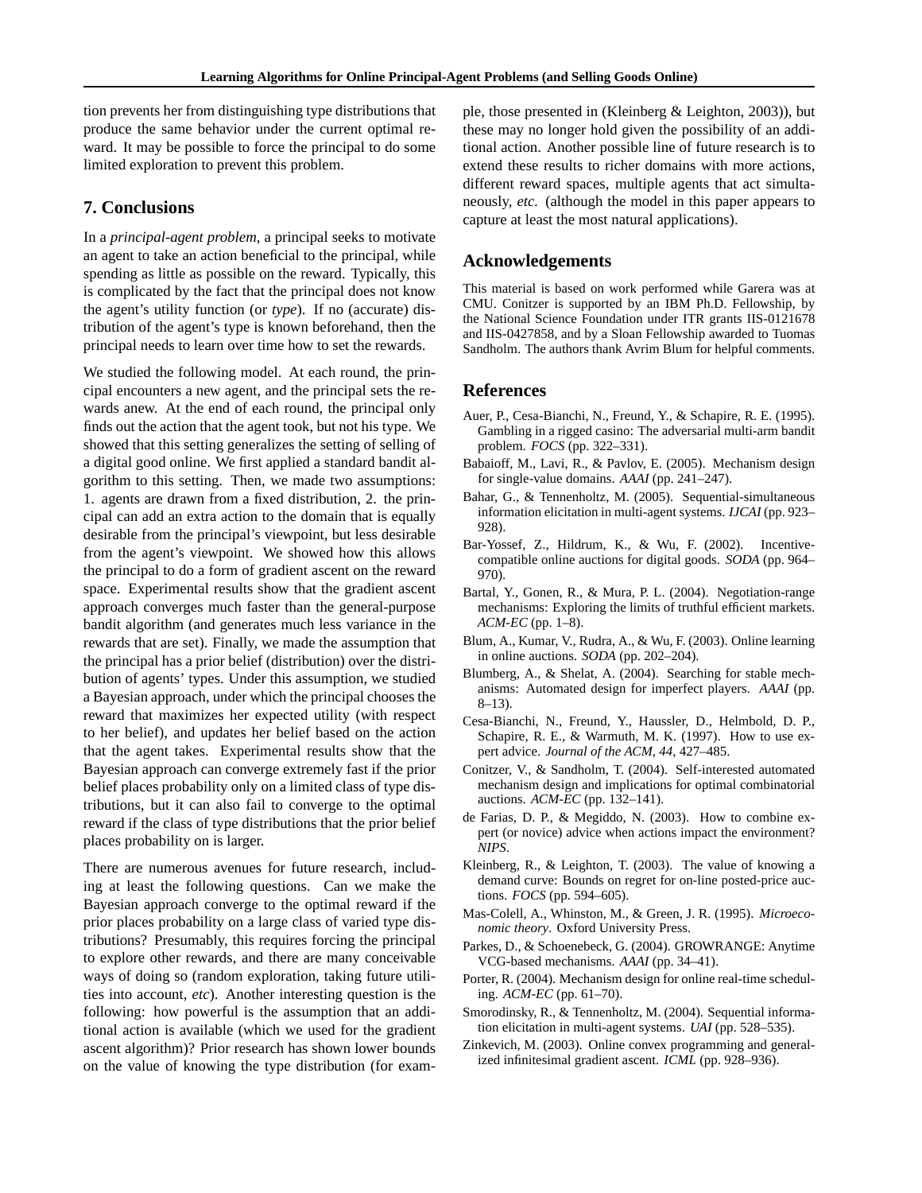tion prevents her from distinguishing type distributions that produce the same behavior under the current optimal reward. It may be possible to force the principal to do some limited exploration to prevent this problem.

## 7. Conclusions

In a *principal-agent problem*, a principal seeks to motivate an agent to take an action beneficial to the principal, while spending as little as possible on the reward. Typically, this is complicated by the fact that the principal does not know the agent's utility function (or *type*). If no (accurate) distribution of the agent's type is known beforehand, then the principal needs to learn over time how to set the rewards.

We studied the following model. At each round, the principal encounters a new agent, and the principal sets the rewards anew. At the end of each round, the principal only finds out the action that the agent took, but not his type. We showed that this setting generalizes the setting of selling of a digital good online. We first applied a standard bandit algorithm to this setting. Then, we made two assumptions: 1. agents are drawn from a fixed distribution, 2. the principal can add an extra action to the domain that is equally desirable from the principal's viewpoint, but less desirable from the agent's viewpoint. We showed how this allows the principal to do a form of gradient ascent on the reward space. Experimental results show that the gradient ascent approach converges much faster than the general-purpose bandit algorithm (and generates much less variance in the rewards that are set). Finally, we made the assumption that the principal has a prior belief (distribution) over the distribution of agents' types. Under this assumption, we studied a Bayesian approach, under which the principal chooses the reward that maximizes her expected utility (with respect to her belief), and updates her belief based on the action that the agent takes. Experimental results show that the Bayesian approach can converge extremely fast if the prior belief places probability only on a limited class of type distributions, but it can also fail to converge to the optimal reward if the class of type distributions that the prior belief places probability on is larger.

There are numerous avenues for future research, including at least the following questions. Can we make the Bayesian approach converge to the optimal reward if the prior places probability on a large class of varied type distributions? Presumably, this requires forcing the principal to explore other rewards, and there are many conceivable ways of doing so (random exploration, taking future utilities into account, *etc*). Another interesting question is the following: how powerful is the assumption that an additional action is available (which we used for the gradient ascent algorithm)? Prior research has shown lower bounds on the value of knowing the type distribution (for example, those presented in (Kleinberg & Leighton, 2003)), but these may no longer hold given the possibility of an additional action. Another possible line of future research is to extend these results to richer domains with more actions, different reward spaces, multiple agents that act simultaneously, *etc*. (although the model in this paper appears to capture at least the most natural applications).

## Acknowledgements

This material is based on work performed while Garera was at CMU. Conitzer is supported by an IBM Ph.D. Fellowship, by the National Science Foundation under ITR grants IIS-0121678 and IIS-0427858, and by a Sloan Fellowship awarded to Tuomas Sandholm. The authors thank Avrim Blum for helpful comments.

## References

Auer, P., Cesa-Bianchi, N., Freund, Y., & Schapire, R. E. (1995). Gambling in a rigged casino: The adversarial multi-arm bandit problem. *FOCS* (pp. 322–331).

Babaioff, M., Lavi, R., & Pavlov, E. (2005). Mechanism design for single-value domains. *AAAI* (pp. 241–247).

Bahar, G., & Tennenholtz, M. (2005). Sequential-simultaneous information elicitation in multi-agent systems. *IJCAI* (pp. 923–928).

Bar-Yossef, Z., Hildrum, K., & Wu, F. (2002). Incentive-compatible online auctions for digital goods. *SODA* (pp. 964–970).

Bartal, Y., Gonen, R., & Mura, P. L. (2004). Negotiation-range mechanisms: Exploring the limits of truthful efficient markets. *ACM-EC* (pp. 1–8).

Blum, A., Kumar, V., Rudra, A., & Wu, F. (2003). Online learning in online auctions. *SODA* (pp. 202–204).

Blumberg, A., & Shelat, A. (2004). Searching for stable mechanisms: Automated design for imperfect players. *AAAI* (pp. 8–13).

Cesa-Bianchi, N., Freund, Y., Haussler, D., Helmbold, D. P., Schapire, R. E., & Warmuth, M. K. (1997). How to use expert advice. *Journal of the ACM*, *44*, 427–485.

Conitzer, V., & Sandholm, T. (2004). Self-interested automated mechanism design and implications for optimal combinatorial auctions. *ACM-EC* (pp. 132–141).

de Farias, D. P., & Megiddo, N. (2003). How to combine expert (or novice) advice when actions impact the environment? *NIPS*.

Kleinberg, R., & Leighton, T. (2003). The value of knowing a demand curve: Bounds on regret for on-line posted-price auctions. *FOCS* (pp. 594–605).

Mas-Colell, A., Whinston, M., & Green, J. R. (1995). *Microeconomic theory*. Oxford University Press.

Parkes, D., & Schoenebeck, G. (2004). GROWRANGE: Anytime VCG-based mechanisms. *AAAI* (pp. 34–41).

Porter, R. (2004). Mechanism design for online real-time scheduling. *ACM-EC* (pp. 61–70).

Smorodinsky, R., & Tennenholtz, M. (2004). Sequential information elicitation in multi-agent systems. *UAI* (pp. 528–535).

Zinkevich, M. (2003). Online convex programming and generalized infinitesimal gradient ascent. *ICML* (pp. 928–936).